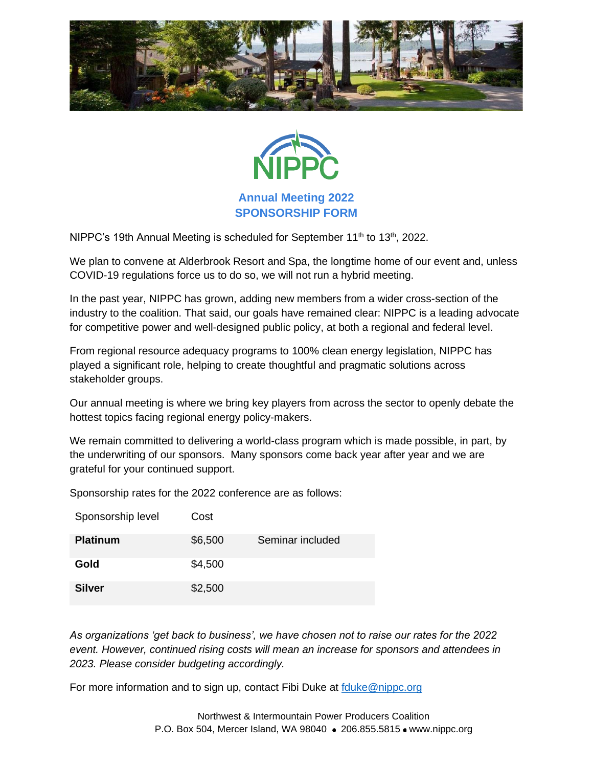NIPPC

# Annual Meeting 2022
## SPONSORSHIP FORM

NIPPC's 19th Annual Meeting is scheduled for September 11th to 13th, 2022.

We plan to convene at Alderbrook Resort and Spa, the longtime home of our event and, unless COVID-19 regulations force us to do so, we will not run a hybrid meeting.

In the past year, NIPPC has grown, adding new members from a wider cross-section of the industry to the coalition. That said, our goals have remained clear: NIPPC is a leading advocate for competitive power and well-designed public policy, at both a regional and federal level.

From regional resource adequacy programs to 100% clean energy legislation, NIPPC has played a significant role, helping to create thoughtful and pragmatic solutions across stakeholder groups.

Our annual meeting is where we bring key players from across the sector to openly debate the hottest topics facing regional energy policy-makers.

We remain committed to delivering a world-class program which is made possible, in part, by the underwriting of our sponsors. Many sponsors come back year after year and we are grateful for your continued support.

Sponsorship rates for the 2022 conference are as follows:

| Sponsorship level | Cost | |
|---|---|---|
| **Platinum** | $6,500 | Seminar included |
| **Gold** | $4,500 | |
| **Silver** | $2,500 | |

*As organizations 'get back to business', we have chosen not to raise our rates for the 2022 event. However, continued rising costs will mean an increase for sponsors and attendees in 2023. Please consider budgeting accordingly.*

For more information and to sign up, contact Fibi Duke at fduke@nippc.org

Northwest & Intermountain Power Producers Coalition
P.O. Box 504, Mercer Island, WA 98040 • 206.855.5815 • www.nippc.org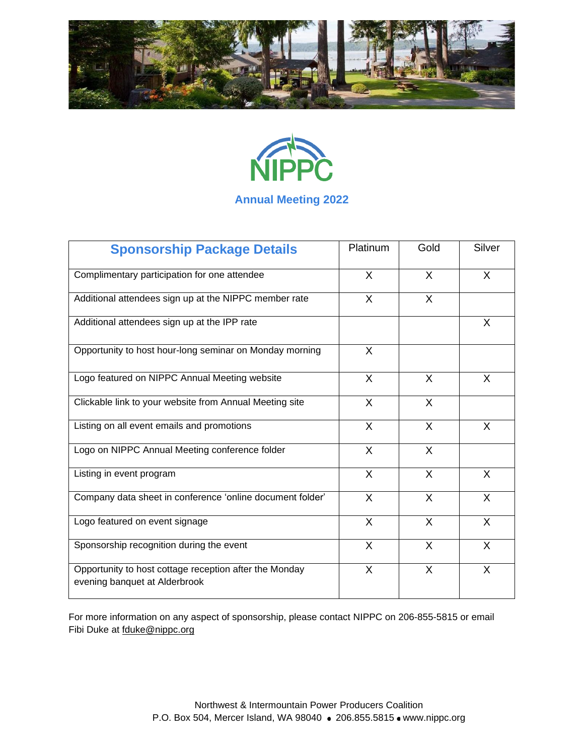NIPPC

**Annual Meeting 2022**

| **Sponsorship Package Details** | Platinum | Gold | Silver |
| --- | --- | --- | --- |
| Complimentary participation for one attendee | X | X | X |
| Additional attendees sign up at the NIPPC member rate | X | X | |
| Additional attendees sign up at the IPP rate | | | X |
| Opportunity to host hour-long seminar on Monday morning | X | | |
| Logo featured on NIPPC Annual Meeting website | X | X | X |
| Clickable link to your website from Annual Meeting site | X | X | |
| Listing on all event emails and promotions | X | X | X |
| Logo on NIPPC Annual Meeting conference folder | X | X | |
| Listing in event program | X | X | X |
| Company data sheet in conference 'online document folder' | X | X | X |
| Logo featured on event signage | X | X | X |
| Sponsorship recognition during the event | X | X | X |
| Opportunity to host cottage reception after the Monday evening banquet at Alderbrook | X | X | X |

For more information on any aspect of sponsorship, please contact NIPPC on 206-855-5815 or email Fibi Duke at fduke@nippc.org

Northwest & Intermountain Power Producers Coalition
P.O. Box 504, Mercer Island, WA 98040 • 206.855.5815 • www.nippc.org